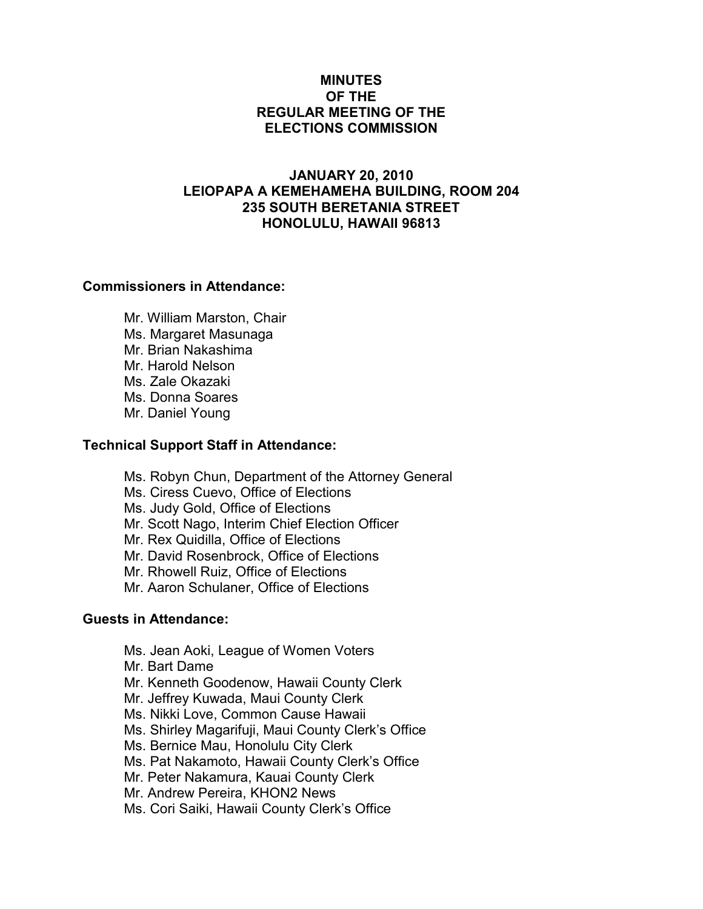# MINUTES OF THE REGULAR MEETING OF THE ELECTIONS COMMISSION

## JANUARY 20, 2010
## LEIOPAPA A KEMEHAMEHA BUILDING, ROOM 204
## 235 SOUTH BERETANIA STREET
## HONOLULU, HAWAII 96813

**Commissioners in Attendance:**

- Mr. William Marston, Chair
- Ms. Margaret Masunaga
- Mr. Brian Nakashima
- Mr. Harold Nelson
- Ms. Zale Okazaki
- Ms. Donna Soares
- Mr. Daniel Young

**Technical Support Staff in Attendance:**

- Ms. Robyn Chun, Department of the Attorney General
- Ms. Ciress Cuevo, Office of Elections
- Ms. Judy Gold, Office of Elections
- Mr. Scott Nago, Interim Chief Election Officer
- Mr. Rex Quidilla, Office of Elections
- Mr. David Rosenbrock, Office of Elections
- Mr. Rhowell Ruiz, Office of Elections
- Mr. Aaron Schulaner, Office of Elections

**Guests in Attendance:**

- Ms. Jean Aoki, League of Women Voters
- Mr. Bart Dame
- Mr. Kenneth Goodenow, Hawaii County Clerk
- Mr. Jeffrey Kuwada, Maui County Clerk
- Ms. Nikki Love, Common Cause Hawaii
- Ms. Shirley Magarifuji, Maui County Clerk's Office
- Ms. Bernice Mau, Honolulu City Clerk
- Ms. Pat Nakamoto, Hawaii County Clerk's Office
- Mr. Peter Nakamura, Kauai County Clerk
- Mr. Andrew Pereira, KHON2 News
- Ms. Cori Saiki, Hawaii County Clerk's Office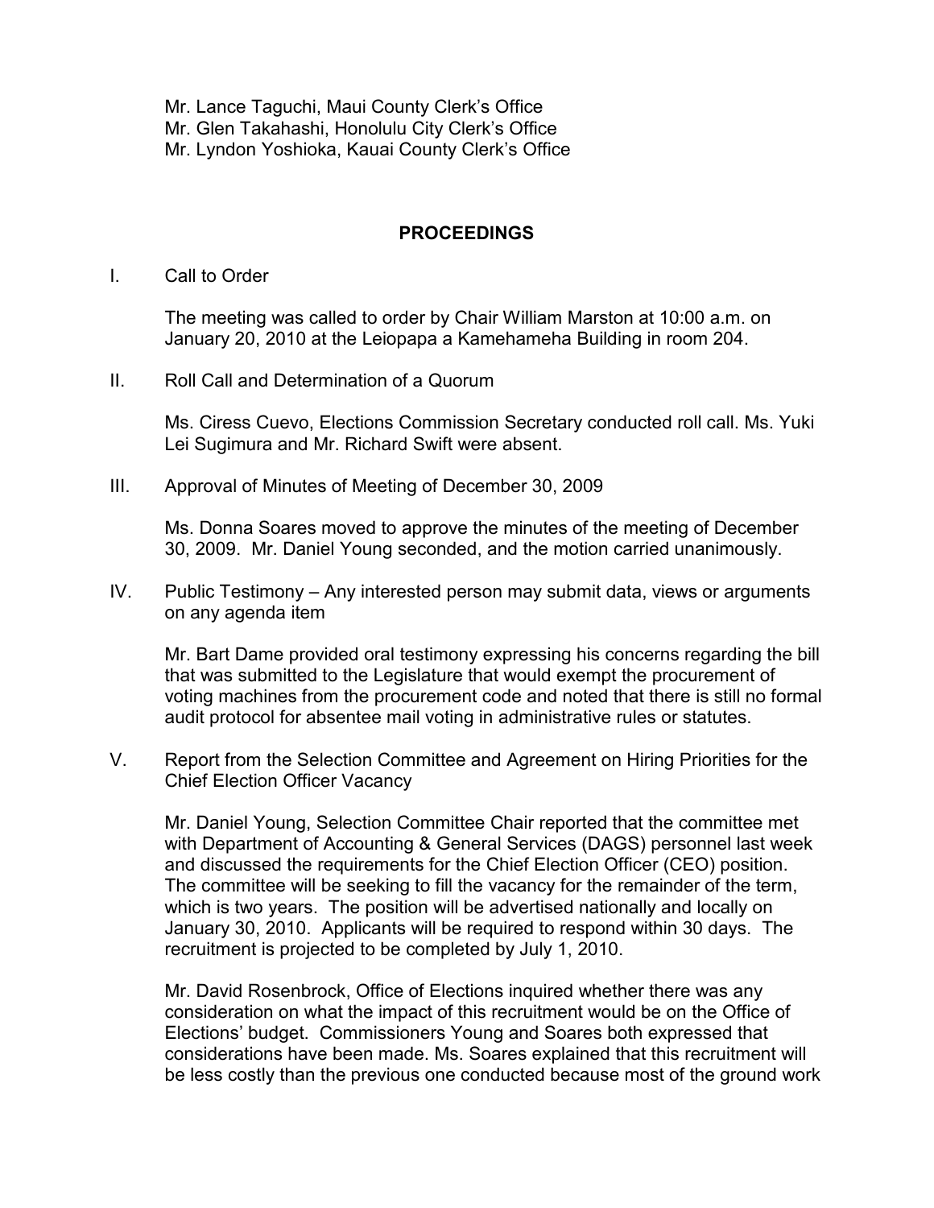Mr. Lance Taguchi, Maui County Clerk's Office
Mr. Glen Takahashi, Honolulu City Clerk's Office
Mr. Lyndon Yoshioka, Kauai County Clerk's Office

## PROCEEDINGS

I. Call to Order

The meeting was called to order by Chair William Marston at 10:00 a.m. on January 20, 2010 at the Leiopapa a Kamehameha Building in room 204.

II. Roll Call and Determination of a Quorum

Ms. Ciress Cuevo, Elections Commission Secretary conducted roll call. Ms. Yuki Lei Sugimura and Mr. Richard Swift were absent.

III. Approval of Minutes of Meeting of December 30, 2009

Ms. Donna Soares moved to approve the minutes of the meeting of December 30, 2009. Mr. Daniel Young seconded, and the motion carried unanimously.

IV. Public Testimony – Any interested person may submit data, views or arguments on any agenda item

Mr. Bart Dame provided oral testimony expressing his concerns regarding the bill that was submitted to the Legislature that would exempt the procurement of voting machines from the procurement code and noted that there is still no formal audit protocol for absentee mail voting in administrative rules or statutes.

V. Report from the Selection Committee and Agreement on Hiring Priorities for the Chief Election Officer Vacancy

Mr. Daniel Young, Selection Committee Chair reported that the committee met with Department of Accounting & General Services (DAGS) personnel last week and discussed the requirements for the Chief Election Officer (CEO) position. The committee will be seeking to fill the vacancy for the remainder of the term, which is two years. The position will be advertised nationally and locally on January 30, 2010. Applicants will be required to respond within 30 days. The recruitment is projected to be completed by July 1, 2010.

Mr. David Rosenbrock, Office of Elections inquired whether there was any consideration on what the impact of this recruitment would be on the Office of Elections' budget. Commissioners Young and Soares both expressed that considerations have been made. Ms. Soares explained that this recruitment will be less costly than the previous one conducted because most of the ground work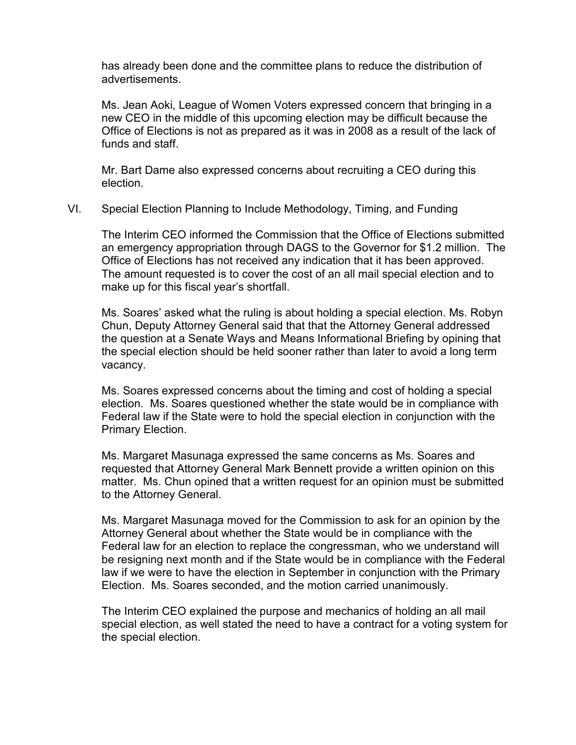has already been done and the committee plans to reduce the distribution of advertisements.

Ms. Jean Aoki, League of Women Voters expressed concern that bringing in a new CEO in the middle of this upcoming election may be difficult because the Office of Elections is not as prepared as it was in 2008 as a result of the lack of funds and staff.

Mr. Bart Dame also expressed concerns about recruiting a CEO during this election.

VI. Special Election Planning to Include Methodology, Timing, and Funding

The Interim CEO informed the Commission that the Office of Elections submitted an emergency appropriation through DAGS to the Governor for $1.2 million. The Office of Elections has not received any indication that it has been approved. The amount requested is to cover the cost of an all mail special election and to make up for this fiscal year's shortfall.

Ms. Soares' asked what the ruling is about holding a special election. Ms. Robyn Chun, Deputy Attorney General said that that the Attorney General addressed the question at a Senate Ways and Means Informational Briefing by opining that the special election should be held sooner rather than later to avoid a long term vacancy.

Ms. Soares expressed concerns about the timing and cost of holding a special election. Ms. Soares questioned whether the state would be in compliance with Federal law if the State were to hold the special election in conjunction with the Primary Election.

Ms. Margaret Masunaga expressed the same concerns as Ms. Soares and requested that Attorney General Mark Bennett provide a written opinion on this matter. Ms. Chun opined that a written request for an opinion must be submitted to the Attorney General.

Ms. Margaret Masunaga moved for the Commission to ask for an opinion by the Attorney General about whether the State would be in compliance with the Federal law for an election to replace the congressman, who we understand will be resigning next month and if the State would be in compliance with the Federal law if we were to have the election in September in conjunction with the Primary Election. Ms. Soares seconded, and the motion carried unanimously.

The Interim CEO explained the purpose and mechanics of holding an all mail special election, as well stated the need to have a contract for a voting system for the special election.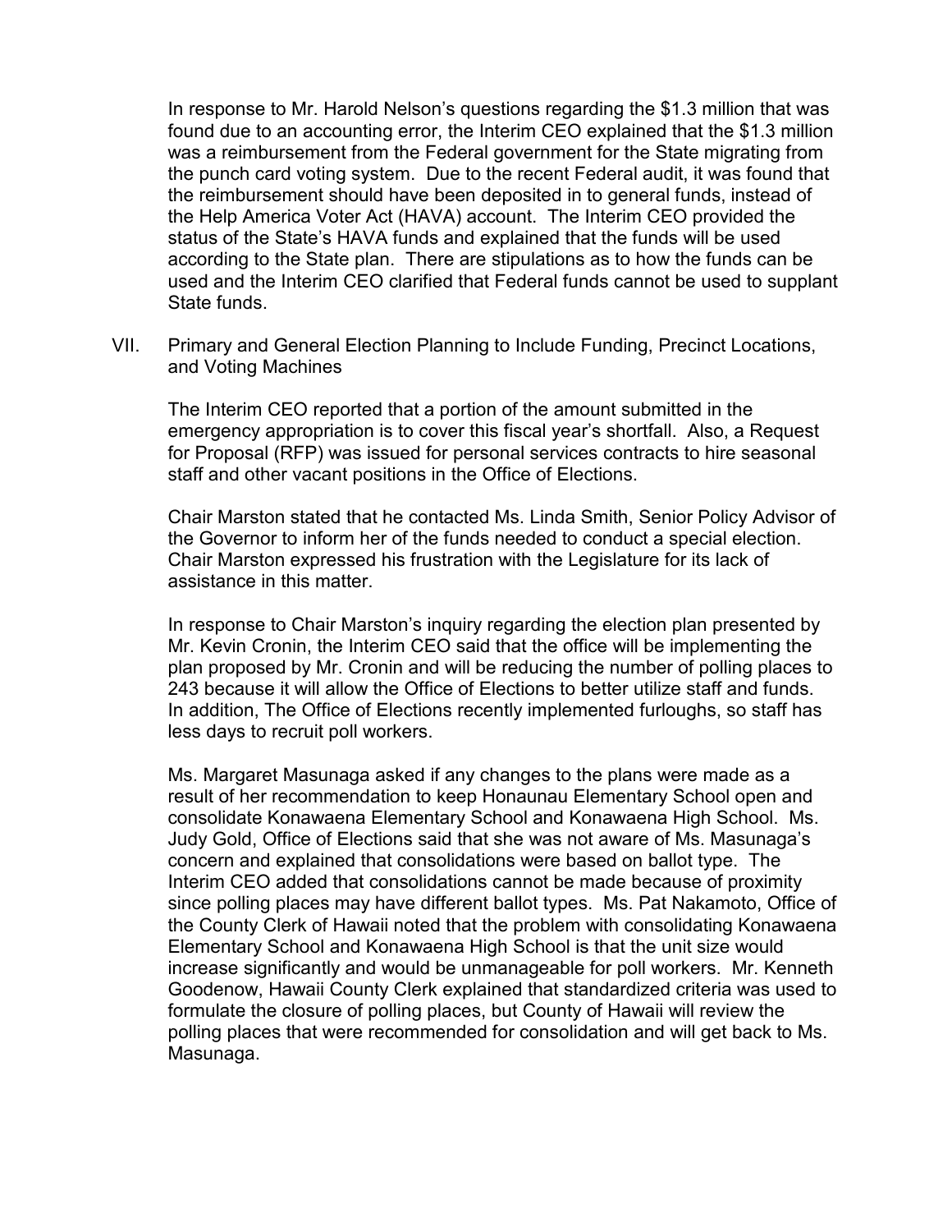In response to Mr. Harold Nelson's questions regarding the $1.3 million that was found due to an accounting error, the Interim CEO explained that the $1.3 million was a reimbursement from the Federal government for the State migrating from the punch card voting system. Due to the recent Federal audit, it was found that the reimbursement should have been deposited in to general funds, instead of the Help America Voter Act (HAVA) account. The Interim CEO provided the status of the State's HAVA funds and explained that the funds will be used according to the State plan. There are stipulations as to how the funds can be used and the Interim CEO clarified that Federal funds cannot be used to supplant State funds.

VII. Primary and General Election Planning to Include Funding, Precinct Locations, and Voting Machines

The Interim CEO reported that a portion of the amount submitted in the emergency appropriation is to cover this fiscal year's shortfall. Also, a Request for Proposal (RFP) was issued for personal services contracts to hire seasonal staff and other vacant positions in the Office of Elections.

Chair Marston stated that he contacted Ms. Linda Smith, Senior Policy Advisor of the Governor to inform her of the funds needed to conduct a special election. Chair Marston expressed his frustration with the Legislature for its lack of assistance in this matter.

In response to Chair Marston's inquiry regarding the election plan presented by Mr. Kevin Cronin, the Interim CEO said that the office will be implementing the plan proposed by Mr. Cronin and will be reducing the number of polling places to 243 because it will allow the Office of Elections to better utilize staff and funds. In addition, The Office of Elections recently implemented furloughs, so staff has less days to recruit poll workers.

Ms. Margaret Masunaga asked if any changes to the plans were made as a result of her recommendation to keep Honaunau Elementary School open and consolidate Konawaena Elementary School and Konawaena High School. Ms. Judy Gold, Office of Elections said that she was not aware of Ms. Masunaga's concern and explained that consolidations were based on ballot type. The Interim CEO added that consolidations cannot be made because of proximity since polling places may have different ballot types. Ms. Pat Nakamoto, Office of the County Clerk of Hawaii noted that the problem with consolidating Konawaena Elementary School and Konawaena High School is that the unit size would increase significantly and would be unmanageable for poll workers. Mr. Kenneth Goodenow, Hawaii County Clerk explained that standardized criteria was used to formulate the closure of polling places, but County of Hawaii will review the polling places that were recommended for consolidation and will get back to Ms. Masunaga.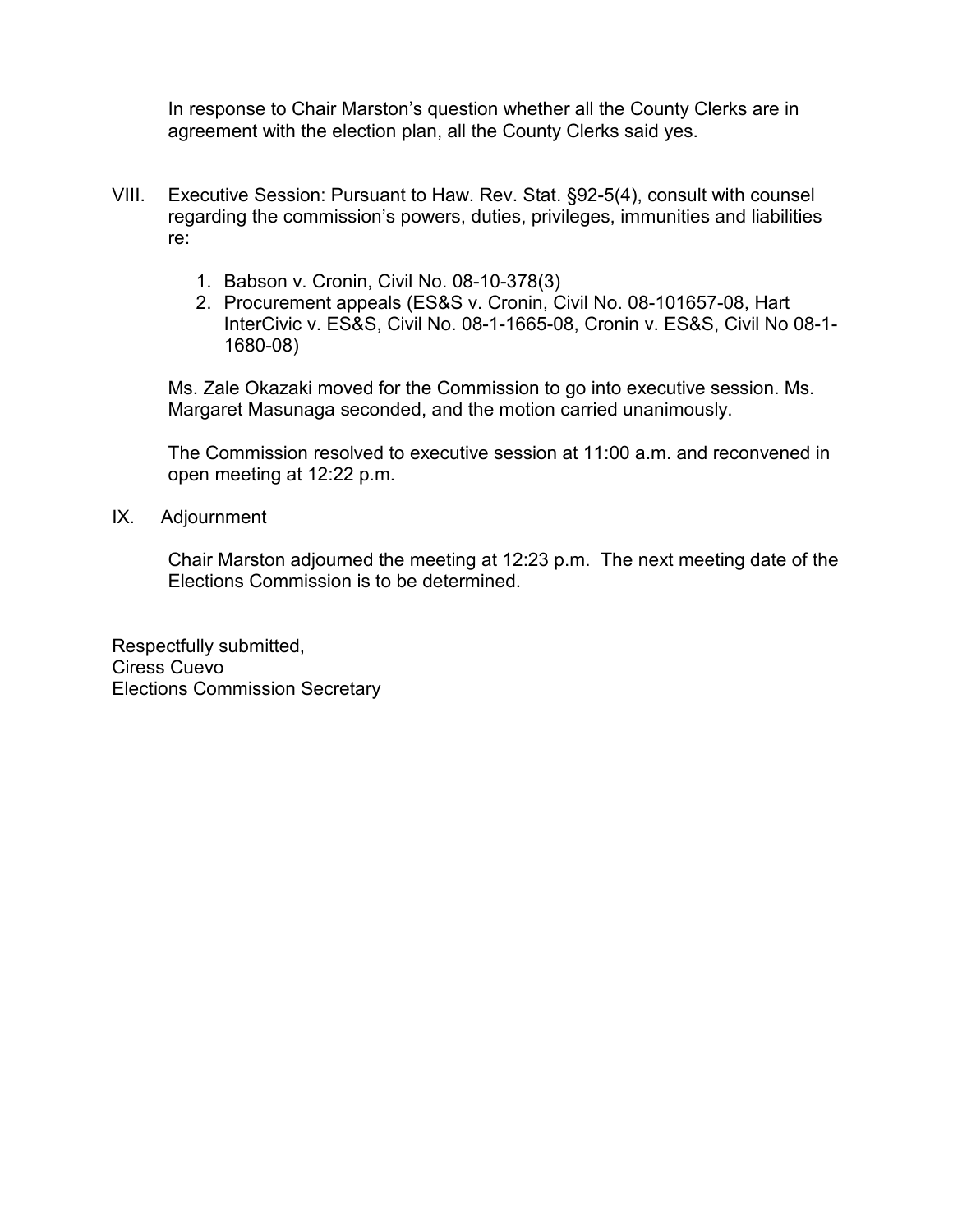In response to Chair Marston's question whether all the County Clerks are in agreement with the election plan, all the County Clerks said yes.

VIII. Executive Session: Pursuant to Haw. Rev. Stat. §92-5(4), consult with counsel regarding the commission's powers, duties, privileges, immunities and liabilities re:

1. Babson v. Cronin, Civil No. 08-10-378(3)
2. Procurement appeals (ES&S v. Cronin, Civil No. 08-101657-08, Hart InterCivic v. ES&S, Civil No. 08-1-1665-08, Cronin v. ES&S, Civil No 08-1-1680-08)

Ms. Zale Okazaki moved for the Commission to go into executive session. Ms. Margaret Masunaga seconded, and the motion carried unanimously.

The Commission resolved to executive session at 11:00 a.m. and reconvened in open meeting at 12:22 p.m.

IX. Adjournment

Chair Marston adjourned the meeting at 12:23 p.m. The next meeting date of the Elections Commission is to be determined.

Respectfully submitted,
Ciress Cuevo
Elections Commission Secretary